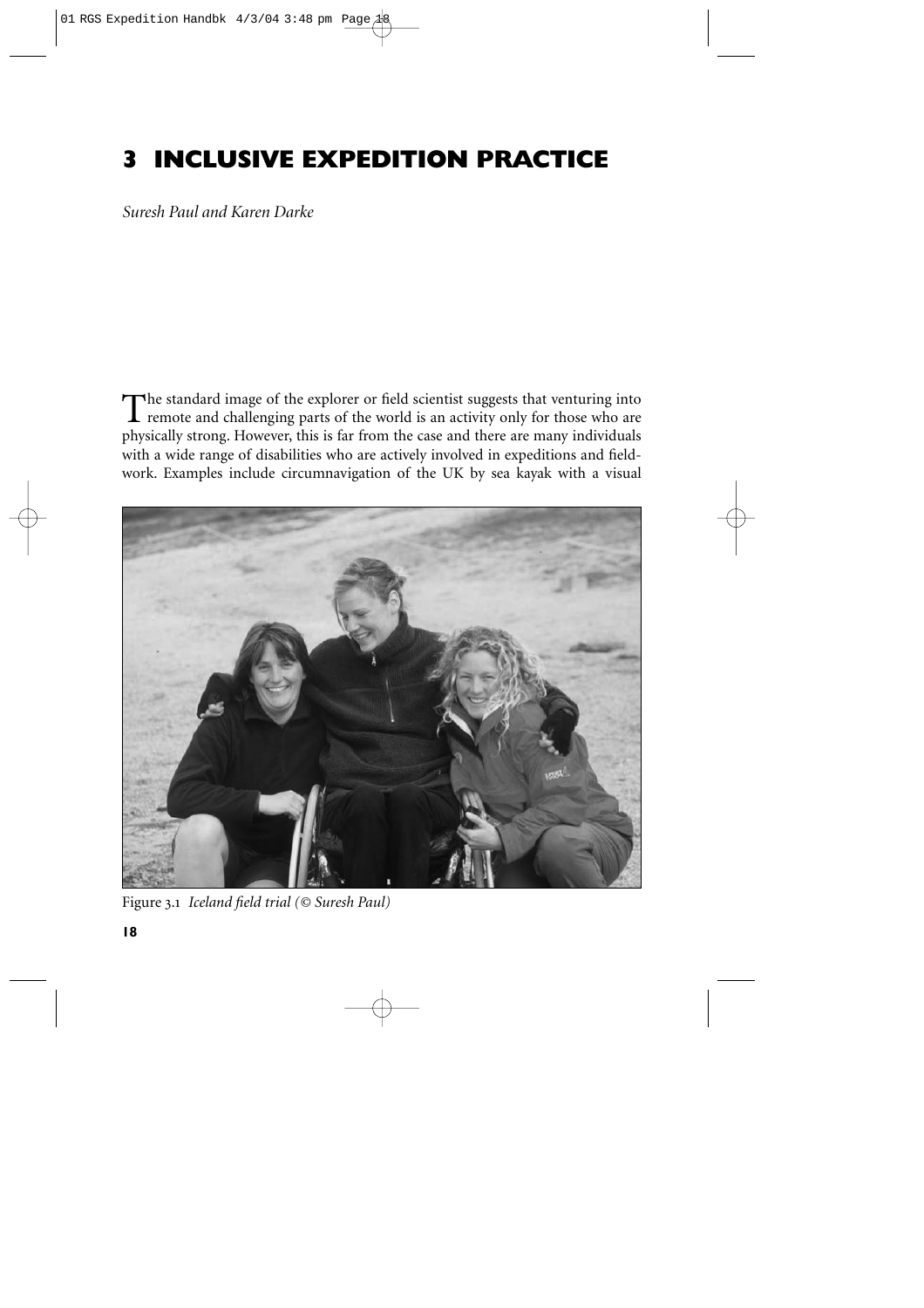# 3 INCLUSIVE EXPEDITION PRACTICE

*Suresh Paul and Karen Darke*

The standard image of the explorer or field scientist suggests that venturing into remote and challenging parts of the world is an activity only for those who are physically strong. However, this is far from the case and there are many individuals with a wide range of disabilities who are actively involved in expeditions and fieldwork. Examples include circumnavigation of the UK by sea kayak with a visual

Figure 3.1 *Iceland field trial (© Suresh Paul)*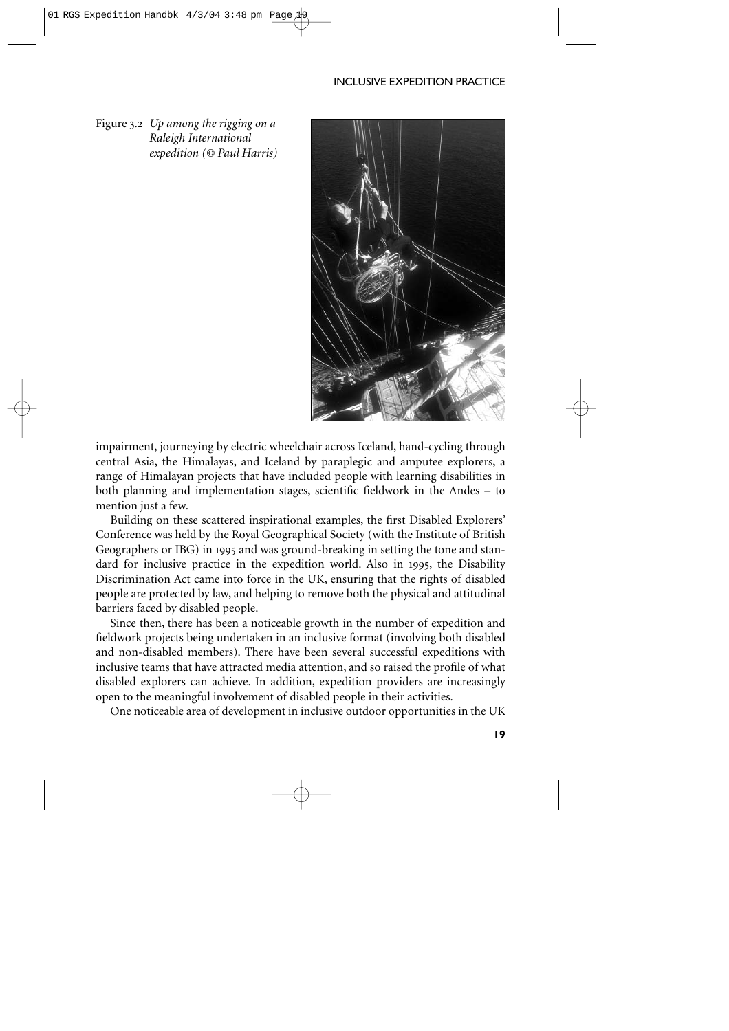Figure 3.2 *Up among the rigging on a Raleigh International expedition (© Paul Harris)*

impairment, journeying by electric wheelchair across Iceland, hand-cycling through central Asia, the Himalayas, and Iceland by paraplegic and amputee explorers, a range of Himalayan projects that have included people with learning disabilities in both planning and implementation stages, scientific fieldwork in the Andes – to mention just a few.

Building on these scattered inspirational examples, the first Disabled Explorers' Conference was held by the Royal Geographical Society (with the Institute of British Geographers or IBG) in 1995 and was ground-breaking in setting the tone and standard for inclusive practice in the expedition world. Also in 1995, the Disability Discrimination Act came into force in the UK, ensuring that the rights of disabled people are protected by law, and helping to remove both the physical and attitudinal barriers faced by disabled people.

Since then, there has been a noticeable growth in the number of expedition and fieldwork projects being undertaken in an inclusive format (involving both disabled and non-disabled members). There have been several successful expeditions with inclusive teams that have attracted media attention, and so raised the profile of what disabled explorers can achieve. In addition, expedition providers are increasingly open to the meaningful involvement of disabled people in their activities.

One noticeable area of development in inclusive outdoor opportunities in the UK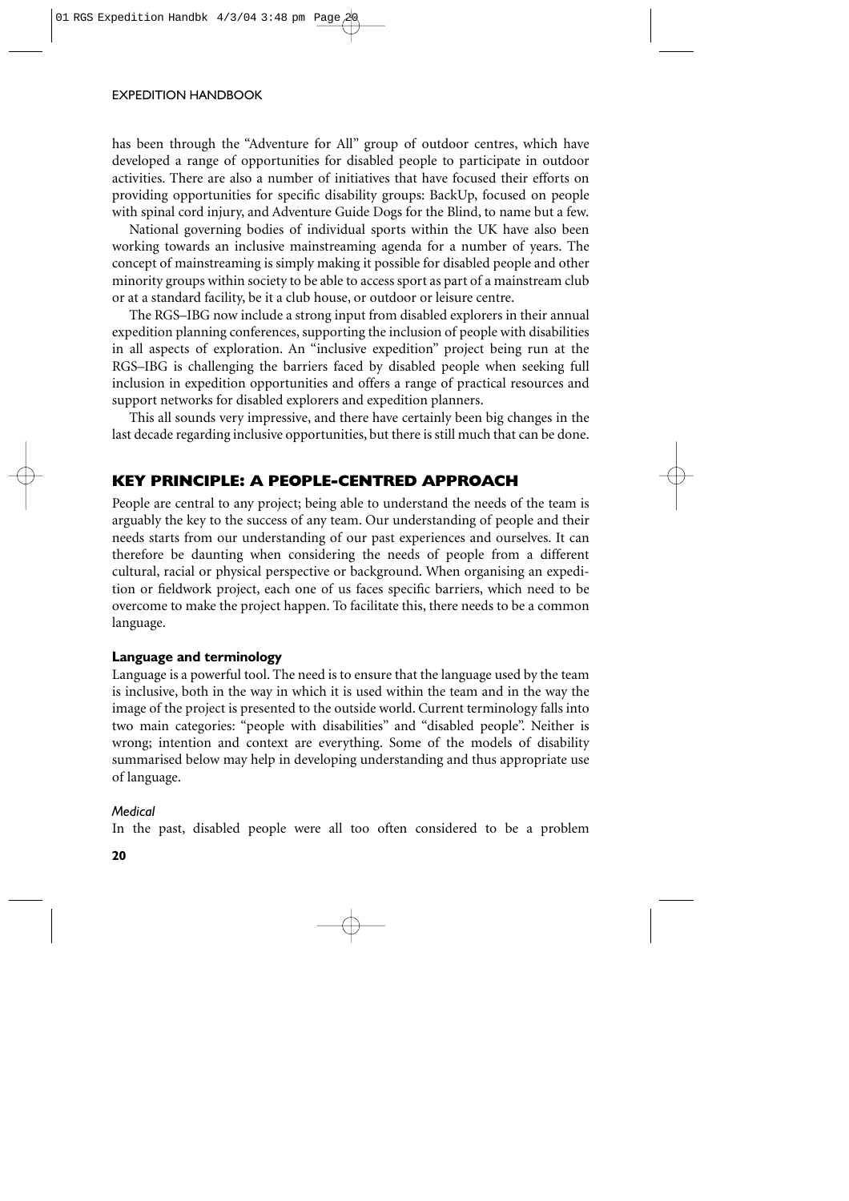has been through the "Adventure for All" group of outdoor centres, which have developed a range of opportunities for disabled people to participate in outdoor activities. There are also a number of initiatives that have focused their efforts on providing opportunities for specific disability groups: BackUp, focused on people with spinal cord injury, and Adventure Guide Dogs for the Blind, to name but a few.

National governing bodies of individual sports within the UK have also been working towards an inclusive mainstreaming agenda for a number of years. The concept of mainstreaming is simply making it possible for disabled people and other minority groups within society to be able to access sport as part of a mainstream club or at a standard facility, be it a club house, or outdoor or leisure centre.

The RGS–IBG now include a strong input from disabled explorers in their annual expedition planning conferences, supporting the inclusion of people with disabilities in all aspects of exploration. An "inclusive expedition" project being run at the RGS–IBG is challenging the barriers faced by disabled people when seeking full inclusion in expedition opportunities and offers a range of practical resources and support networks for disabled explorers and expedition planners.

This all sounds very impressive, and there have certainly been big changes in the last decade regarding inclusive opportunities, but there is still much that can be done.

## KEY PRINCIPLE: A PEOPLE-CENTRED APPROACH

People are central to any project; being able to understand the needs of the team is arguably the key to the success of any team. Our understanding of people and their needs starts from our understanding of our past experiences and ourselves. It can therefore be daunting when considering the needs of people from a different cultural, racial or physical perspective or background. When organising an expedition or fieldwork project, each one of us faces specific barriers, which need to be overcome to make the project happen. To facilitate this, there needs to be a common language.

### Language and terminology

Language is a powerful tool. The need is to ensure that the language used by the team is inclusive, both in the way in which it is used within the team and in the way the image of the project is presented to the outside world. Current terminology falls into two main categories: "people with disabilities" and "disabled people". Neither is wrong; intention and context are everything. Some of the models of disability summarised below may help in developing understanding and thus appropriate use of language.

#### *Medical*

In the past, disabled people were all too often considered to be a problem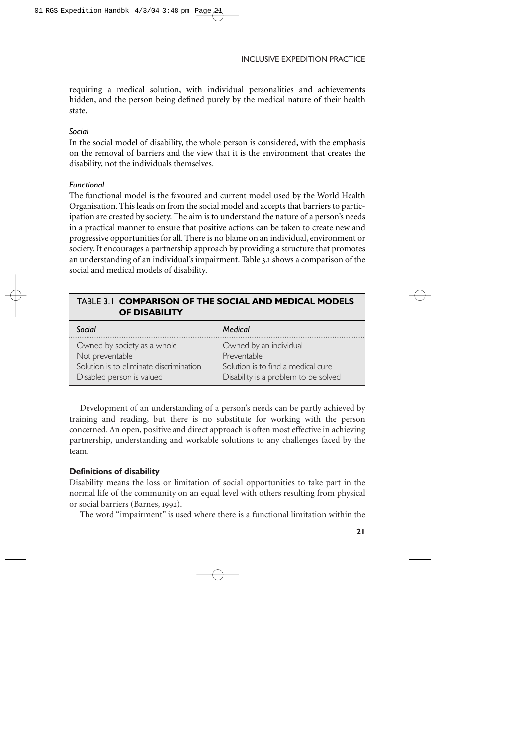requiring a medical solution, with individual personalities and achievements hidden, and the person being defined purely by the medical nature of their health state.

*Social*

In the social model of disability, the whole person is considered, with the emphasis on the removal of barriers and the view that it is the environment that creates the disability, not the individuals themselves.

*Functional*

The functional model is the favoured and current model used by the World Health Organisation. This leads on from the social model and accepts that barriers to participation are created by society. The aim is to understand the nature of a person's needs in a practical manner to ensure that positive actions can be taken to create new and progressive opportunities for all. There is no blame on an individual, environment or society. It encourages a partnership approach by providing a structure that promotes an understanding of an individual's impairment. Table 3.1 shows a comparison of the social and medical models of disability.

TABLE 3.1 **COMPARISON OF THE SOCIAL AND MEDICAL MODELS OF DISABILITY**

| *Social* | *Medical* |
|---|---|
| Owned by society as a whole | Owned by an individual |
| Not preventable | Preventable |
| Solution is to eliminate discrimination | Solution is to find a medical cure |
| Disabled person is valued | Disability is a problem to be solved |

Development of an understanding of a person's needs can be partly achieved by training and reading, but there is no substitute for working with the person concerned. An open, positive and direct approach is often most effective in achieving partnership, understanding and workable solutions to any challenges faced by the team.

### Definitions of disability

Disability means the loss or limitation of social opportunities to take part in the normal life of the community on an equal level with others resulting from physical or social barriers (Barnes, 1992).

The word "impairment" is used where there is a functional limitation within the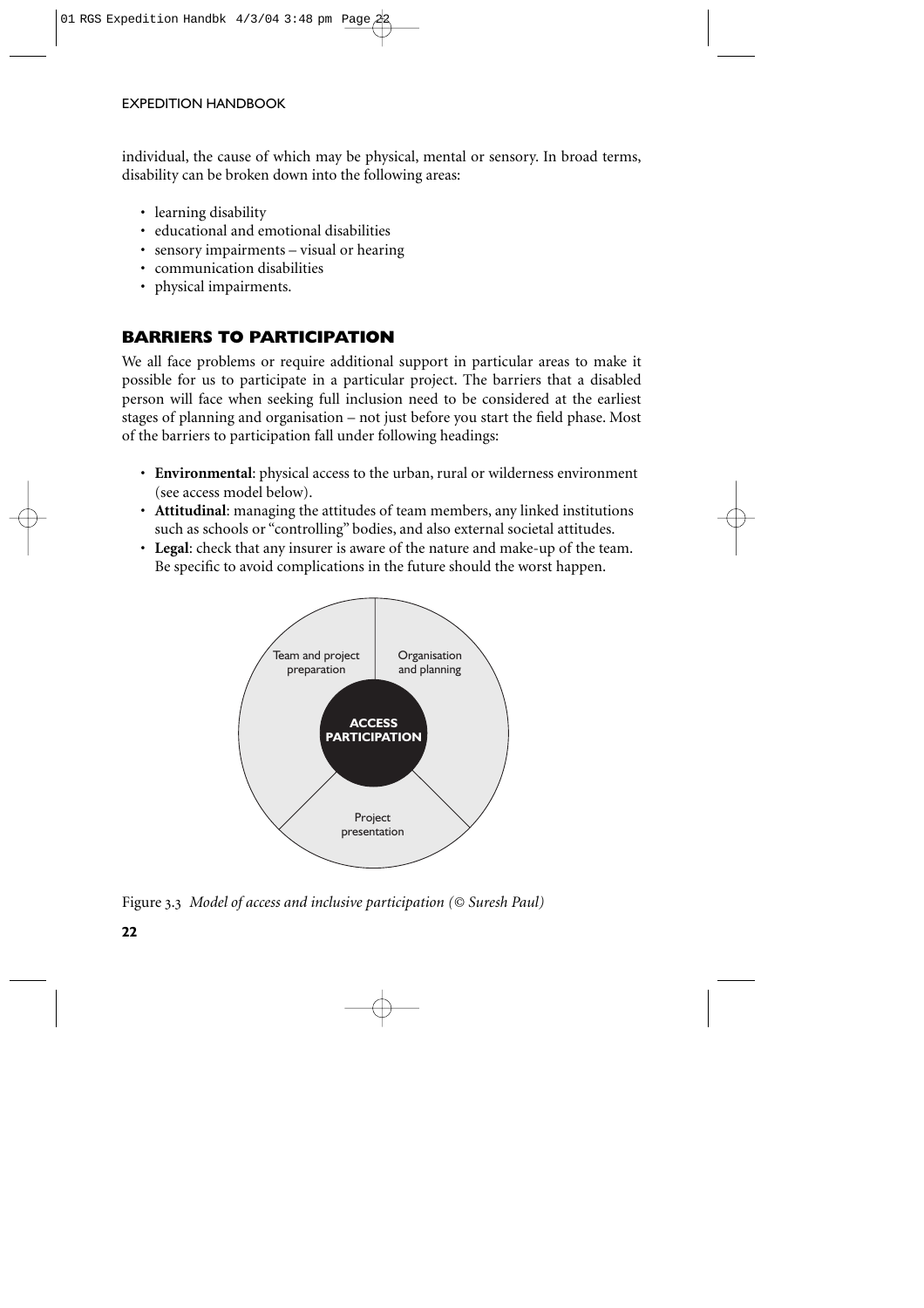individual, the cause of which may be physical, mental or sensory. In broad terms, disability can be broken down into the following areas:

- learning disability
- educational and emotional disabilities
- sensory impairments – visual or hearing
- communication disabilities
- physical impairments.

## BARRIERS TO PARTICIPATION

We all face problems or require additional support in particular areas to make it possible for us to participate in a particular project. The barriers that a disabled person will face when seeking full inclusion need to be considered at the earliest stages of planning and organisation – not just before you start the field phase. Most of the barriers to participation fall under following headings:

- **Environmental**: physical access to the urban, rural or wilderness environment (see access model below).
- **Attitudinal**: managing the attitudes of team members, any linked institutions such as schools or "controlling" bodies, and also external societal attitudes.
- **Legal**: check that any insurer is aware of the nature and make-up of the team. Be specific to avoid complications in the future should the worst happen.

Team and project preparation | Organisation and planning | Project presentation | ACCESS PARTICIPATION

Figure 3.3 *Model of access and inclusive participation (© Suresh Paul)*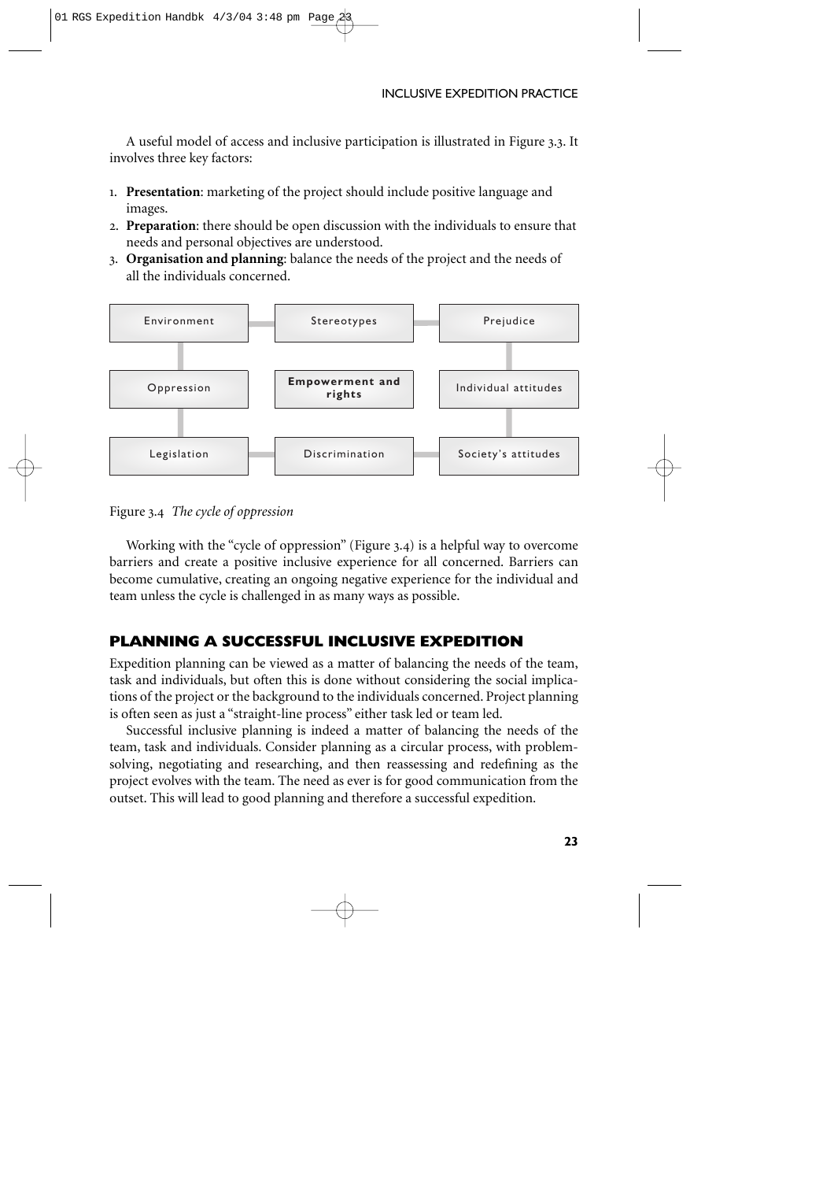A useful model of access and inclusive participation is illustrated in Figure 3.3. It involves three key factors:

1. **Presentation**: marketing of the project should include positive language and images.
2. **Preparation**: there should be open discussion with the individuals to ensure that needs and personal objectives are understood.
3. **Organisation and planning**: balance the needs of the project and the needs of all the individuals concerned.

| | | |
|---|---|---|
| Environment | Stereotypes | Prejudice |
| Oppression | **Empowerment and rights** | Individual attitudes |
| Legislation | Discrimination | Society's attitudes |

Figure 3.4 *The cycle of oppression*

Working with the "cycle of oppression" (Figure 3.4) is a helpful way to overcome barriers and create a positive inclusive experience for all concerned. Barriers can become cumulative, creating an ongoing negative experience for the individual and team unless the cycle is challenged in as many ways as possible.

## PLANNING A SUCCESSFUL INCLUSIVE EXPEDITION

Expedition planning can be viewed as a matter of balancing the needs of the team, task and individuals, but often this is done without considering the social implications of the project or the background to the individuals concerned. Project planning is often seen as just a "straight-line process" either task led or team led.

Successful inclusive planning is indeed a matter of balancing the needs of the team, task and individuals. Consider planning as a circular process, with problem-solving, negotiating and researching, and then reassessing and redefining as the project evolves with the team. The need as ever is for good communication from the outset. This will lead to good planning and therefore a successful expedition.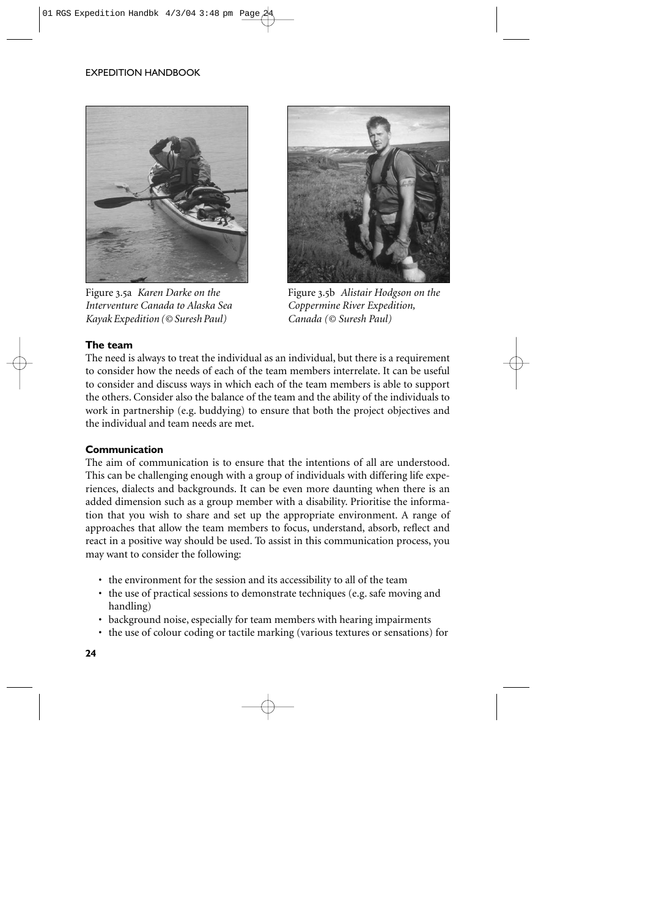Figure 3.5a *Karen Darke on the Interventure Canada to Alaska Sea Kayak Expedition (© Suresh Paul)*

Figure 3.5b *Alistair Hodgson on the Coppermine River Expedition, Canada (© Suresh Paul)*

### The team

The need is always to treat the individual as an individual, but there is a requirement to consider how the needs of each of the team members interrelate. It can be useful to consider and discuss ways in which each of the team members is able to support the others. Consider also the balance of the team and the ability of the individuals to work in partnership (e.g. buddying) to ensure that both the project objectives and the individual and team needs are met.

### Communication

The aim of communication is to ensure that the intentions of all are understood. This can be challenging enough with a group of individuals with differing life experiences, dialects and backgrounds. It can be even more daunting when there is an added dimension such as a group member with a disability. Prioritise the information that you wish to share and set up the appropriate environment. A range of approaches that allow the team members to focus, understand, absorb, reflect and react in a positive way should be used. To assist in this communication process, you may want to consider the following:

- the environment for the session and its accessibility to all of the team
- the use of practical sessions to demonstrate techniques (e.g. safe moving and handling)
- background noise, especially for team members with hearing impairments
- the use of colour coding or tactile marking (various textures or sensations) for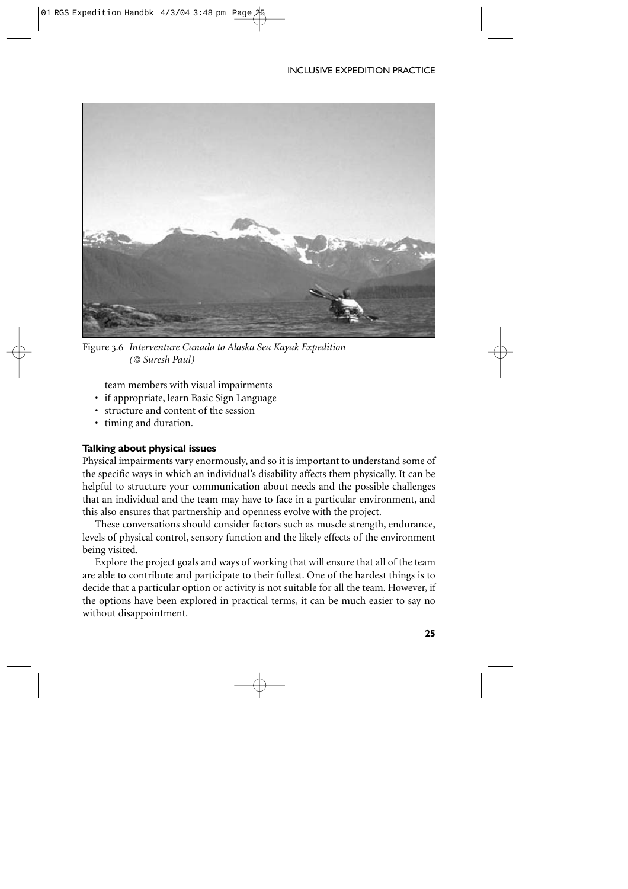Figure 3.6 *Interventure Canada to Alaska Sea Kayak Expedition (© Suresh Paul)*

team members with visual impairments

- if appropriate, learn Basic Sign Language
- structure and content of the session
- timing and duration.

### Talking about physical issues

Physical impairments vary enormously, and so it is important to understand some of the specific ways in which an individual's disability affects them physically. It can be helpful to structure your communication about needs and the possible challenges that an individual and the team may have to face in a particular environment, and this also ensures that partnership and openness evolve with the project.

These conversations should consider factors such as muscle strength, endurance, levels of physical control, sensory function and the likely effects of the environment being visited.

Explore the project goals and ways of working that will ensure that all of the team are able to contribute and participate to their fullest. One of the hardest things is to decide that a particular option or activity is not suitable for all the team. However, if the options have been explored in practical terms, it can be much easier to say no without disappointment.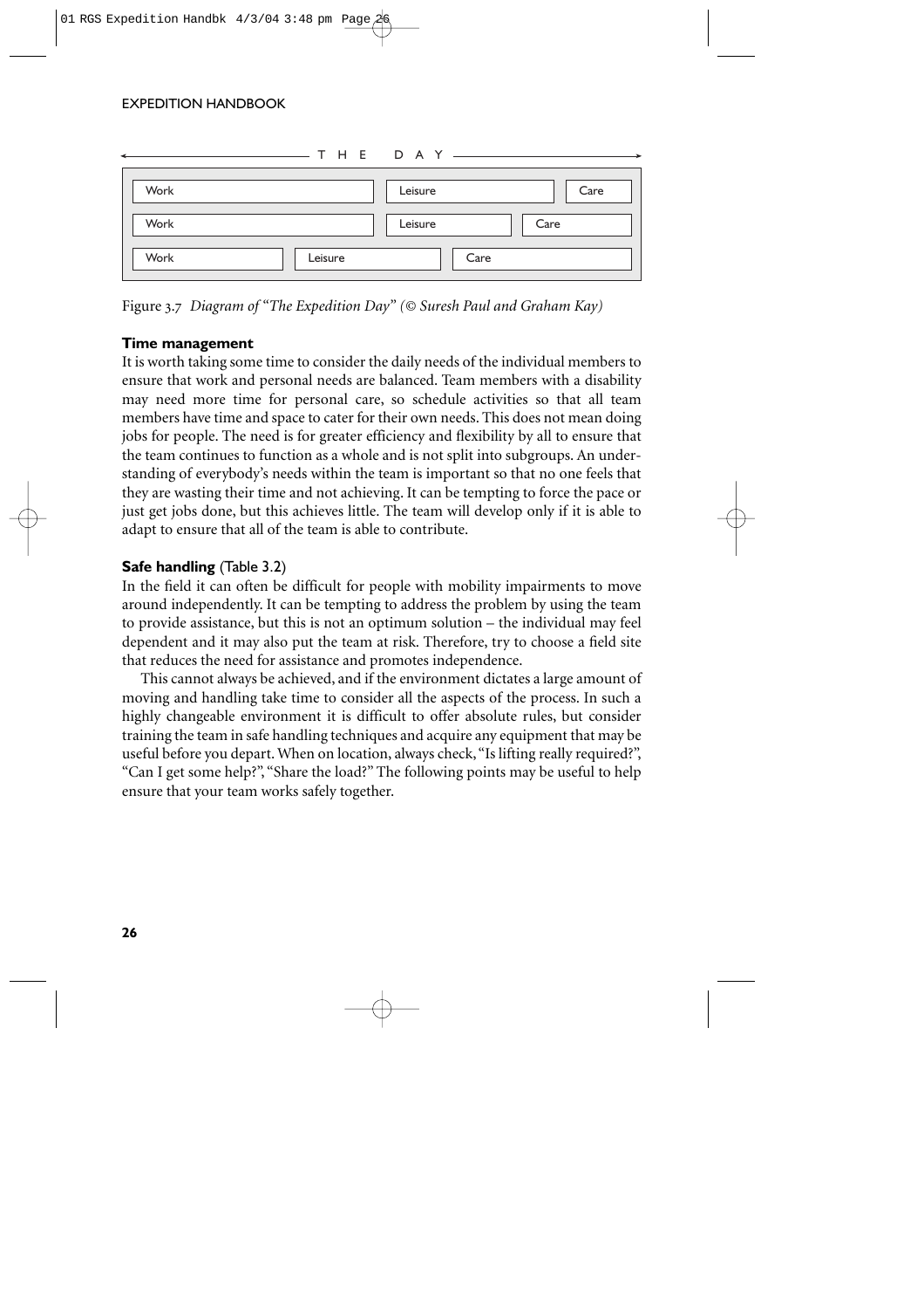THE DAY

| Work | Leisure | Care |
| --- | --- | --- |
| Work | Leisure | Care |
| Work | Leisure | Care |

Figure 3.7 *Diagram of "The Expedition Day" (© Suresh Paul and Graham Kay)*

### Time management

It is worth taking some time to consider the daily needs of the individual members to ensure that work and personal needs are balanced. Team members with a disability may need more time for personal care, so schedule activities so that all team members have time and space to cater for their own needs. This does not mean doing jobs for people. The need is for greater efficiency and flexibility by all to ensure that the team continues to function as a whole and is not split into subgroups. An understanding of everybody's needs within the team is important so that no one feels that they are wasting their time and not achieving. It can be tempting to force the pace or just get jobs done, but this achieves little. The team will develop only if it is able to adapt to ensure that all of the team is able to contribute.

### Safe handling (Table 3.2)

In the field it can often be difficult for people with mobility impairments to move around independently. It can be tempting to address the problem by using the team to provide assistance, but this is not an optimum solution – the individual may feel dependent and it may also put the team at risk. Therefore, try to choose a field site that reduces the need for assistance and promotes independence.

This cannot always be achieved, and if the environment dictates a large amount of moving and handling take time to consider all the aspects of the process. In such a highly changeable environment it is difficult to offer absolute rules, but consider training the team in safe handling techniques and acquire any equipment that may be useful before you depart. When on location, always check, "Is lifting really required?", "Can I get some help?", "Share the load?" The following points may be useful to help ensure that your team works safely together.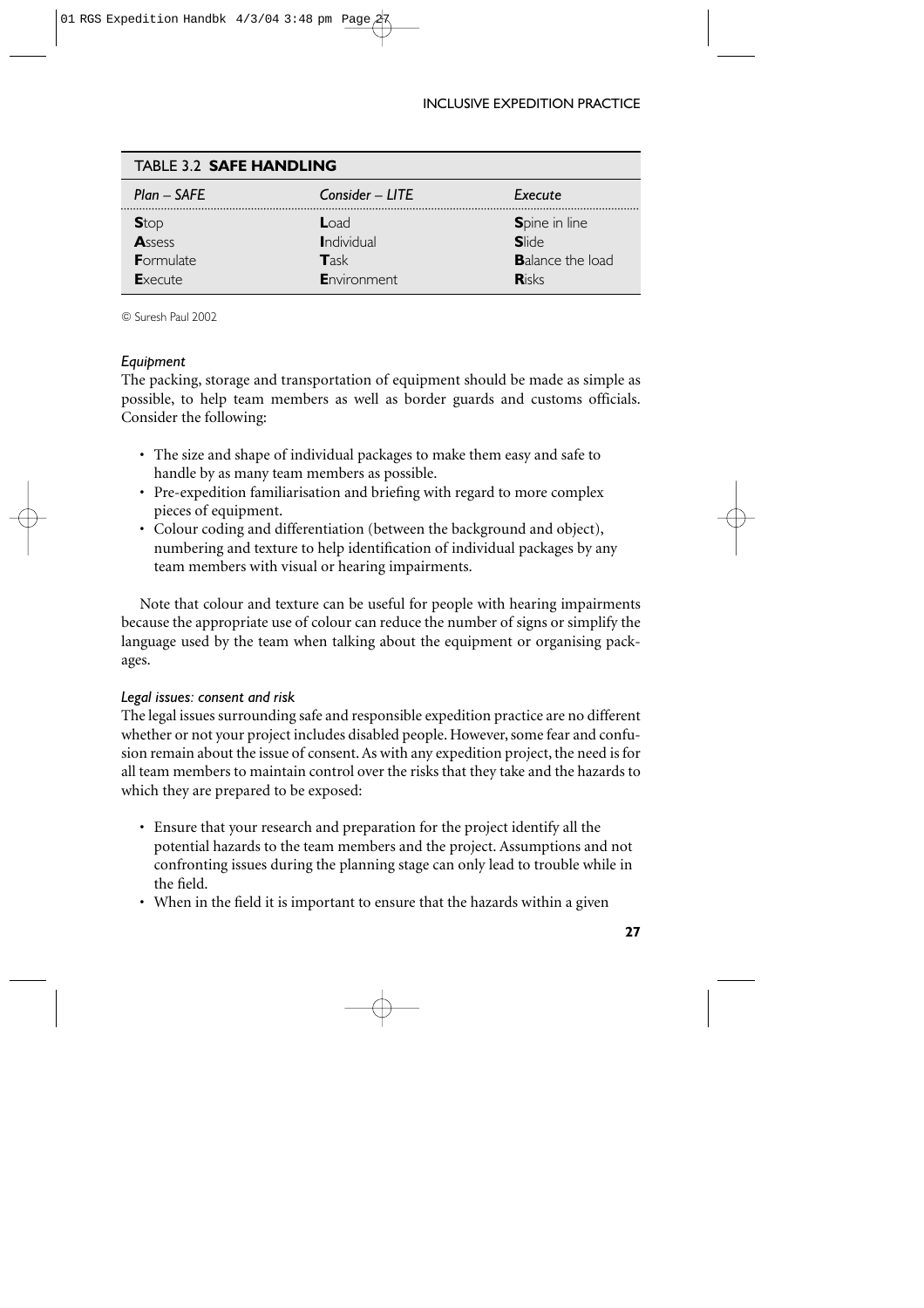**TABLE 3.2 SAFE HANDLING**

| *Plan – SAFE* | *Consider – LITE* | *Execute* |
| --- | --- | --- |
| **S**top | **L**oad | **S**pine in line |
| **A**ssess | **I**ndividual | **S**lide |
| **F**ormulate | **T**ask | **B**alance the load |
| **E**xecute | **E**nvironment | **R**isks |

© Suresh Paul 2002

### *Equipment*

The packing, storage and transportation of equipment should be made as simple as possible, to help team members as well as border guards and customs officials. Consider the following:

- The size and shape of individual packages to make them easy and safe to handle by as many team members as possible.
- Pre-expedition familiarisation and briefing with regard to more complex pieces of equipment.
- Colour coding and differentiation (between the background and object), numbering and texture to help identification of individual packages by any team members with visual or hearing impairments.

Note that colour and texture can be useful for people with hearing impairments because the appropriate use of colour can reduce the number of signs or simplify the language used by the team when talking about the equipment or organising packages.

### *Legal issues: consent and risk*

The legal issues surrounding safe and responsible expedition practice are no different whether or not your project includes disabled people. However, some fear and confusion remain about the issue of consent. As with any expedition project, the need is for all team members to maintain control over the risks that they take and the hazards to which they are prepared to be exposed:

- Ensure that your research and preparation for the project identify all the potential hazards to the team members and the project. Assumptions and not confronting issues during the planning stage can only lead to trouble while in the field.
- When in the field it is important to ensure that the hazards within a given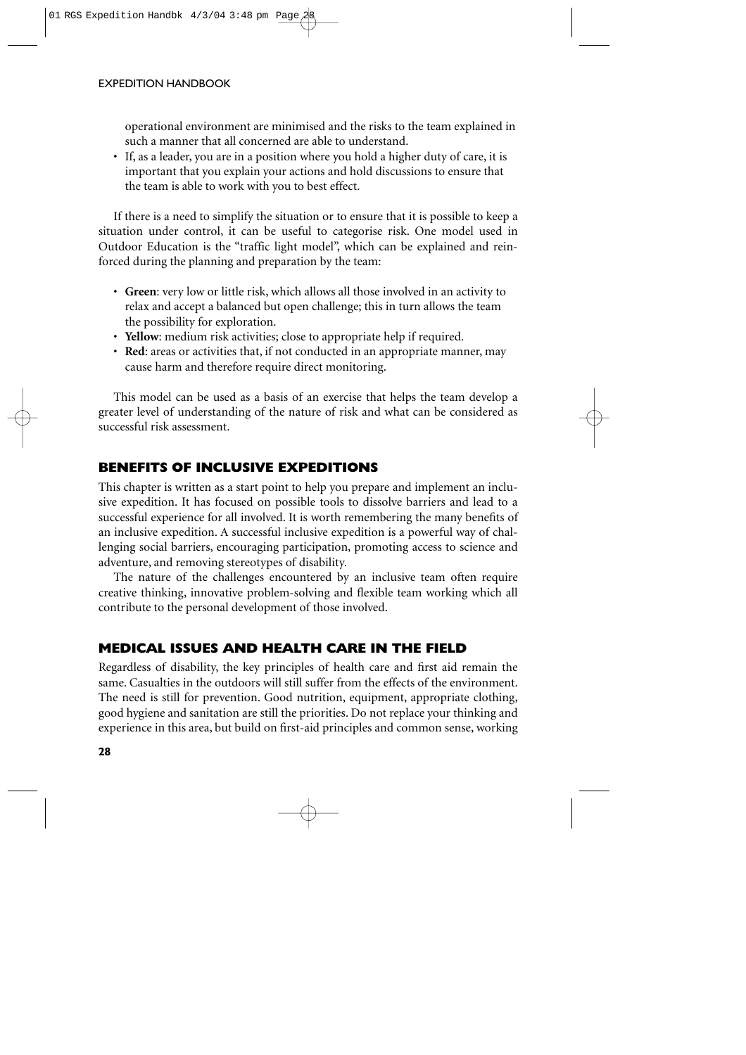operational environment are minimised and the risks to the team explained in such a manner that all concerned are able to understand.

- If, as a leader, you are in a position where you hold a higher duty of care, it is important that you explain your actions and hold discussions to ensure that the team is able to work with you to best effect.

If there is a need to simplify the situation or to ensure that it is possible to keep a situation under control, it can be useful to categorise risk. One model used in Outdoor Education is the "traffic light model", which can be explained and reinforced during the planning and preparation by the team:

- **Green**: very low or little risk, which allows all those involved in an activity to relax and accept a balanced but open challenge; this in turn allows the team the possibility for exploration.
- **Yellow**: medium risk activities; close to appropriate help if required.
- **Red**: areas or activities that, if not conducted in an appropriate manner, may cause harm and therefore require direct monitoring.

This model can be used as a basis of an exercise that helps the team develop a greater level of understanding of the nature of risk and what can be considered as successful risk assessment.

## BENEFITS OF INCLUSIVE EXPEDITIONS

This chapter is written as a start point to help you prepare and implement an inclusive expedition. It has focused on possible tools to dissolve barriers and lead to a successful experience for all involved. It is worth remembering the many benefits of an inclusive expedition. A successful inclusive expedition is a powerful way of challenging social barriers, encouraging participation, promoting access to science and adventure, and removing stereotypes of disability.

The nature of the challenges encountered by an inclusive team often require creative thinking, innovative problem-solving and flexible team working which all contribute to the personal development of those involved.

## MEDICAL ISSUES AND HEALTH CARE IN THE FIELD

Regardless of disability, the key principles of health care and first aid remain the same. Casualties in the outdoors will still suffer from the effects of the environment. The need is still for prevention. Good nutrition, equipment, appropriate clothing, good hygiene and sanitation are still the priorities. Do not replace your thinking and experience in this area, but build on first-aid principles and common sense, working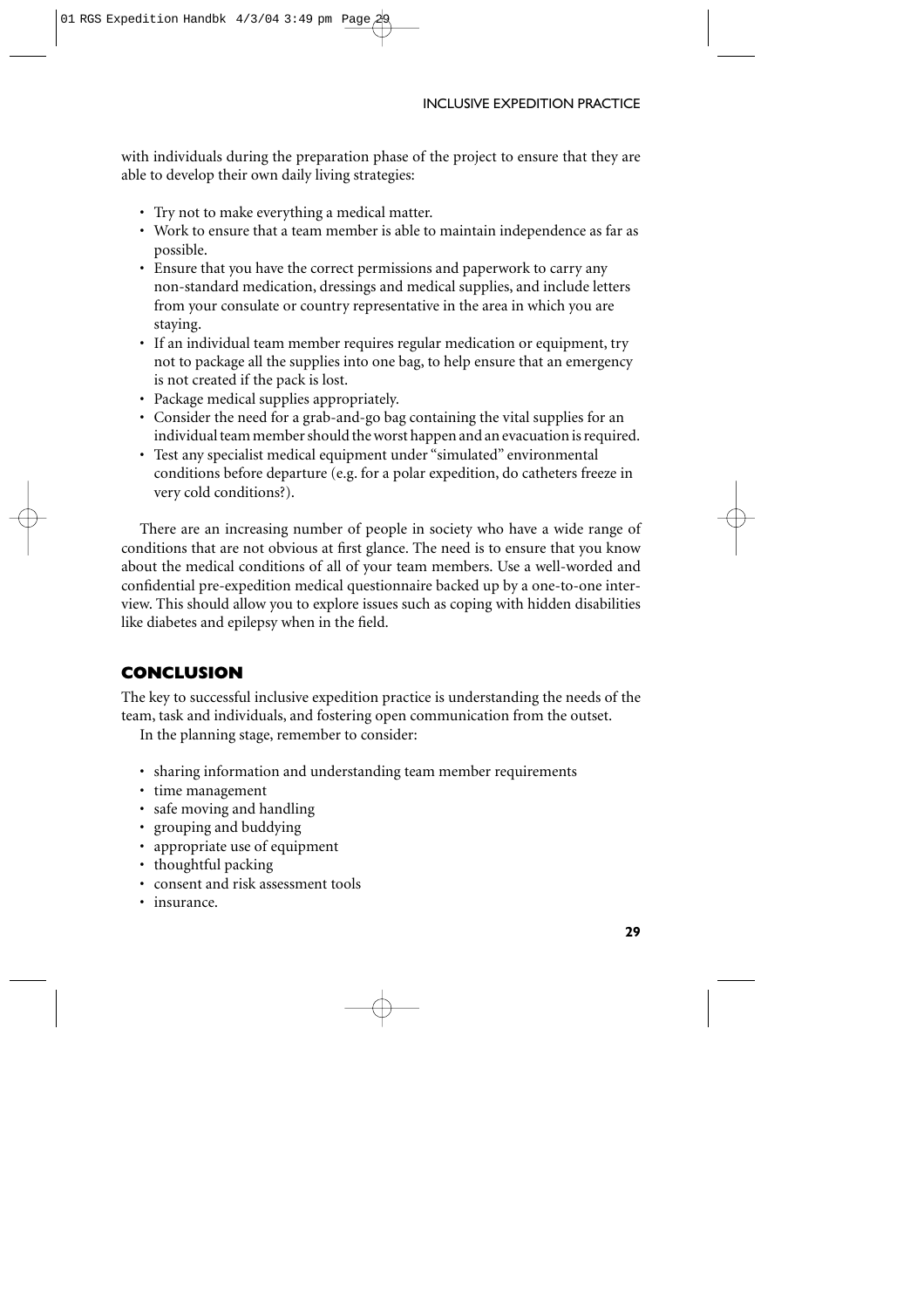with individuals during the preparation phase of the project to ensure that they are able to develop their own daily living strategies:

- Try not to make everything a medical matter.
- Work to ensure that a team member is able to maintain independence as far as possible.
- Ensure that you have the correct permissions and paperwork to carry any non-standard medication, dressings and medical supplies, and include letters from your consulate or country representative in the area in which you are staying.
- If an individual team member requires regular medication or equipment, try not to package all the supplies into one bag, to help ensure that an emergency is not created if the pack is lost.
- Package medical supplies appropriately.
- Consider the need for a grab-and-go bag containing the vital supplies for an individual team member should the worst happen and an evacuation is required.
- Test any specialist medical equipment under "simulated" environmental conditions before departure (e.g. for a polar expedition, do catheters freeze in very cold conditions?).

There are an increasing number of people in society who have a wide range of conditions that are not obvious at first glance. The need is to ensure that you know about the medical conditions of all of your team members. Use a well-worded and confidential pre-expedition medical questionnaire backed up by a one-to-one interview. This should allow you to explore issues such as coping with hidden disabilities like diabetes and epilepsy when in the field.

## CONCLUSION

The key to successful inclusive expedition practice is understanding the needs of the team, task and individuals, and fostering open communication from the outset.

In the planning stage, remember to consider:

- sharing information and understanding team member requirements
- time management
- safe moving and handling
- grouping and buddying
- appropriate use of equipment
- thoughtful packing
- consent and risk assessment tools
- insurance.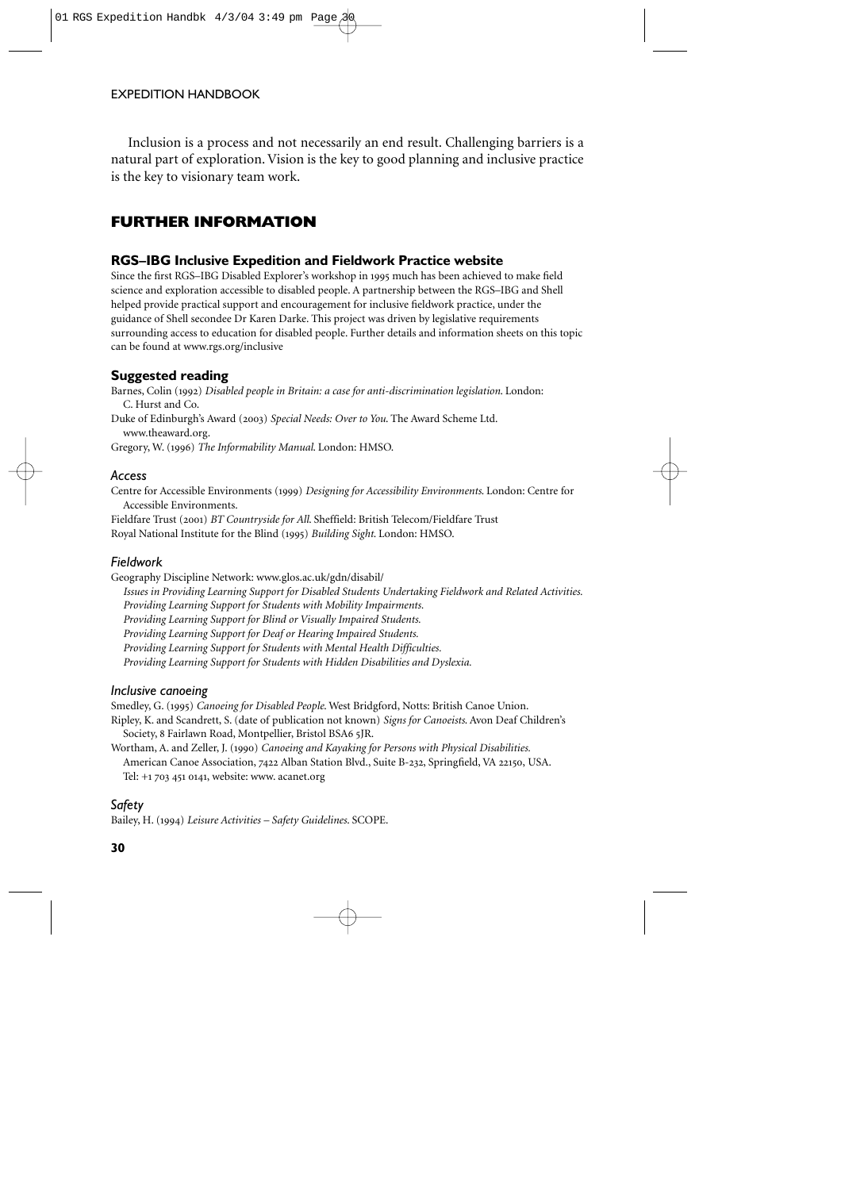Inclusion is a process and not necessarily an end result. Challenging barriers is a natural part of exploration. Vision is the key to good planning and inclusive practice is the key to visionary team work.

## FURTHER INFORMATION

### RGS–IBG Inclusive Expedition and Fieldwork Practice website

Since the first RGS–IBG Disabled Explorer's workshop in 1995 much has been achieved to make field science and exploration accessible to disabled people. A partnership between the RGS–IBG and Shell helped provide practical support and encouragement for inclusive fieldwork practice, under the guidance of Shell secondee Dr Karen Darke. This project was driven by legislative requirements surrounding access to education for disabled people. Further details and information sheets on this topic can be found at www.rgs.org/inclusive

### Suggested reading

Barnes, Colin (1992) *Disabled people in Britain: a case for anti-discrimination legislation*. London: C. Hurst and Co.

Duke of Edinburgh's Award (2003) *Special Needs: Over to You*. The Award Scheme Ltd. www.theaward.org.

Gregory, W. (1996) *The Informability Manual*. London: HMSO.

#### *Access*

Centre for Accessible Environments (1999) *Designing for Accessibility Environments*. London: Centre for Accessible Environments.

Fieldfare Trust (2001) *BT Countryside for All*. Sheffield: British Telecom/Fieldfare Trust

Royal National Institute for the Blind (1995) *Building Sight*. London: HMSO.

#### *Fieldwork*

Geography Discipline Network: www.glos.ac.uk/gdn/disabil/

*Issues in Providing Learning Support for Disabled Students Undertaking Fieldwork and Related Activities.*
*Providing Learning Support for Students with Mobility Impairments.*
*Providing Learning Support for Blind or Visually Impaired Students.*
*Providing Learning Support for Deaf or Hearing Impaired Students.*
*Providing Learning Support for Students with Mental Health Difficulties.*
*Providing Learning Support for Students with Hidden Disabilities and Dyslexia.*

#### *Inclusive canoeing*

Smedley, G. (1995) *Canoeing for Disabled People*. West Bridgford, Notts: British Canoe Union.

Ripley, K. and Scandrett, S. (date of publication not known) *Signs for Canoeists*. Avon Deaf Children's Society, 8 Fairlawn Road, Montpellier, Bristol BSA6 5JR.

Wortham, A. and Zeller, J. (1990) *Canoeing and Kayaking for Persons with Physical Disabilities*. American Canoe Association, 7422 Alban Station Blvd., Suite B-232, Springfield, VA 22150, USA. Tel: +1 703 451 0141, website: www. acanet.org

#### *Safety*

Bailey, H. (1994) *Leisure Activities – Safety Guidelines*. SCOPE.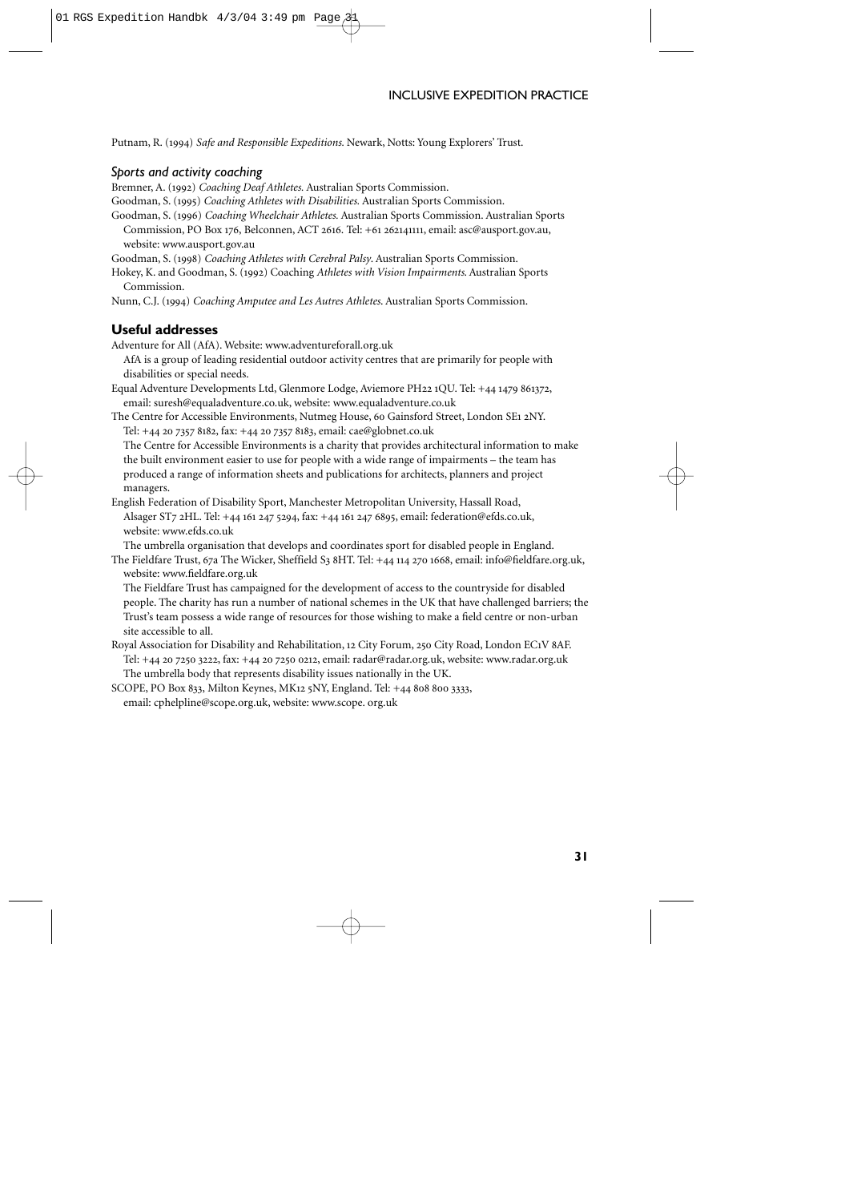Putnam, R. (1994) *Safe and Responsible Expeditions.* Newark, Notts: Young Explorers' Trust.

### *Sports and activity coaching*

Bremner, A. (1992) *Coaching Deaf Athletes.* Australian Sports Commission.

Goodman, S. (1995) *Coaching Athletes with Disabilities.* Australian Sports Commission.

Goodman, S. (1996) *Coaching Wheelchair Athletes.* Australian Sports Commission. Australian Sports Commission, PO Box 176, Belconnen, ACT 2616. Tel: +61 262141111, email: asc@ausport.gov.au, website: www.ausport.gov.au

Goodman, S. (1998) *Coaching Athletes with Cerebral Palsy*. Australian Sports Commission.

Hokey, K. and Goodman, S. (1992) Coaching *Athletes with Vision Impairments.* Australian Sports Commission.

Nunn, C.J. (1994) *Coaching Amputee and Les Autres Athletes.* Australian Sports Commission.

## Useful addresses

Adventure for All (AfA). Website: www.adventureforall.org.uk

AfA is a group of leading residential outdoor activity centres that are primarily for people with disabilities or special needs.

Equal Adventure Developments Ltd, Glenmore Lodge, Aviemore PH22 1QU. Tel: +44 1479 861372, email: suresh@equaladventure.co.uk, website: www.equaladventure.co.uk

The Centre for Accessible Environments, Nutmeg House, 60 Gainsford Street, London SE1 2NY. Tel: +44 20 7357 8182, fax: +44 20 7357 8183, email: cae@globnet.co.uk

The Centre for Accessible Environments is a charity that provides architectural information to make the built environment easier to use for people with a wide range of impairments – the team has produced a range of information sheets and publications for architects, planners and project managers.

English Federation of Disability Sport, Manchester Metropolitan University, Hassall Road, Alsager ST7 2HL. Tel: +44 161 247 5294, fax: +44 161 247 6895, email: federation@efds.co.uk, website: www.efds.co.uk

The umbrella organisation that develops and coordinates sport for disabled people in England.

The Fieldfare Trust, 67a The Wicker, Sheffield S3 8HT. Tel: +44 114 270 1668, email: info@fieldfare.org.uk, website: www.fieldfare.org.uk

The Fieldfare Trust has campaigned for the development of access to the countryside for disabled people. The charity has run a number of national schemes in the UK that have challenged barriers; the Trust's team possess a wide range of resources for those wishing to make a field centre or non-urban site accessible to all.

Royal Association for Disability and Rehabilitation, 12 City Forum, 250 City Road, London EC1V 8AF. Tel: +44 20 7250 3222, fax: +44 20 7250 0212, email: radar@radar.org.uk, website: www.radar.org.uk

The umbrella body that represents disability issues nationally in the UK.

SCOPE, PO Box 833, Milton Keynes, MK12 5NY, England. Tel: +44 808 800 3333, email: cphelpline@scope.org.uk, website: www.scope. org.uk